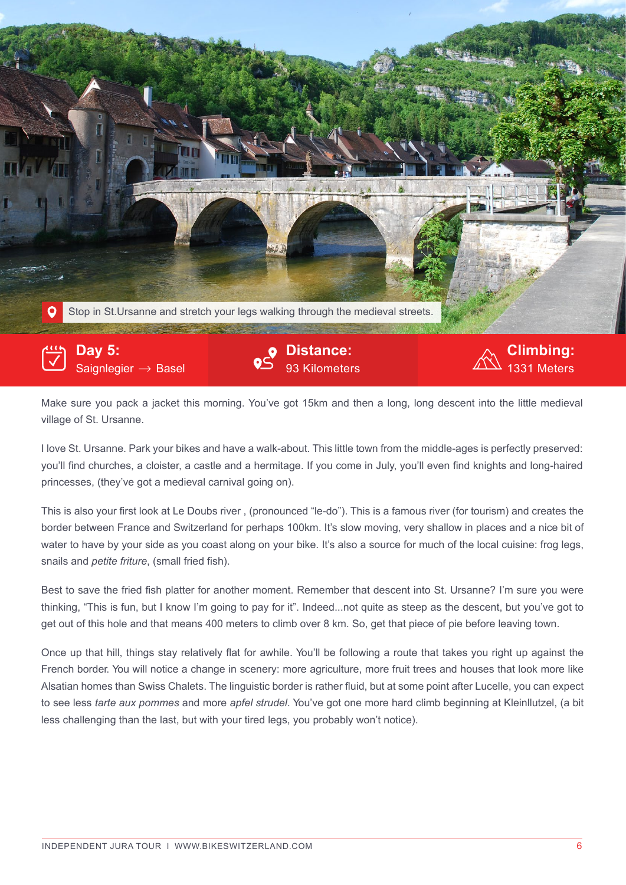Stop in St.Ursanne and stretch your legs walking through the medieval streets.

**Day 5:**
Saignlegier → Basel

**Distance:**
93 Kilometers

**Climbing:**
1331 Meters

Make sure you pack a jacket this morning. You've got 15km and then a long, long descent into the little medieval village of St. Ursanne.

I love St. Ursanne. Park your bikes and have a walk-about. This little town from the middle-ages is perfectly preserved: you'll find churches, a cloister, a castle and a hermitage. If you come in July, you'll even find knights and long-haired princesses, (they've got a medieval carnival going on).

This is also your first look at Le Doubs river , (pronounced "le-do"). This is a famous river (for tourism) and creates the border between France and Switzerland for perhaps 100km. It's slow moving, very shallow in places and a nice bit of water to have by your side as you coast along on your bike. It's also a source for much of the local cuisine: frog legs, snails and *petite friture*, (small fried fish).

Best to save the fried fish platter for another moment. Remember that descent into St. Ursanne? I'm sure you were thinking, "This is fun, but I know I'm going to pay for it". Indeed...not quite as steep as the descent, but you've got to get out of this hole and that means 400 meters to climb over 8 km. So, get that piece of pie before leaving town.

Once up that hill, things stay relatively flat for awhile. You'll be following a route that takes you right up against the French border. You will notice a change in scenery: more agriculture, more fruit trees and houses that look more like Alsatian homes than Swiss Chalets. The linguistic border is rather fluid, but at some point after Lucelle, you can expect to see less *tarte aux pommes* and more *apfel strudel*. You've got one more hard climb beginning at Kleinllutzel, (a bit less challenging than the last, but with your tired legs, you probably won't notice).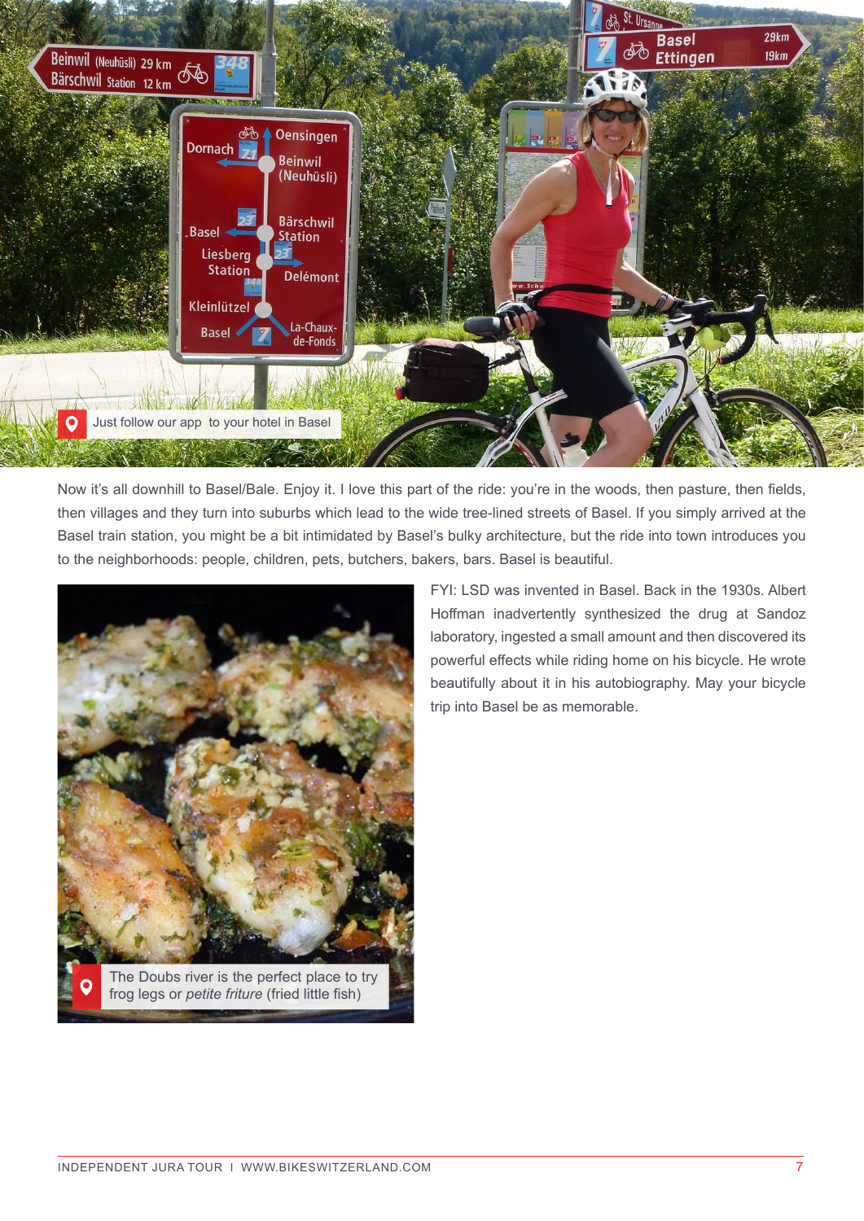Just follow our app to your hotel in Basel

Now it's all downhill to Basel/Bale. Enjoy it. I love this part of the ride: you're in the woods, then pasture, then fields, then villages and they turn into suburbs which lead to the wide tree-lined streets of Basel. If you simply arrived at the Basel train station, you might be a bit intimidated by Basel's bulky architecture, but the ride into town introduces you to the neighborhoods: people, children, pets, butchers, bakers, bars. Basel is beautiful.

The Doubs river is the perfect place to try frog legs or *petite friture* (fried little fish)

FYI: LSD was invented in Basel. Back in the 1930s. Albert Hoffman inadvertently synthesized the drug at Sandoz laboratory, ingested a small amount and then discovered its powerful effects while riding home on his bicycle. He wrote beautifully about it in his autobiography. May your bicycle trip into Basel be as memorable.